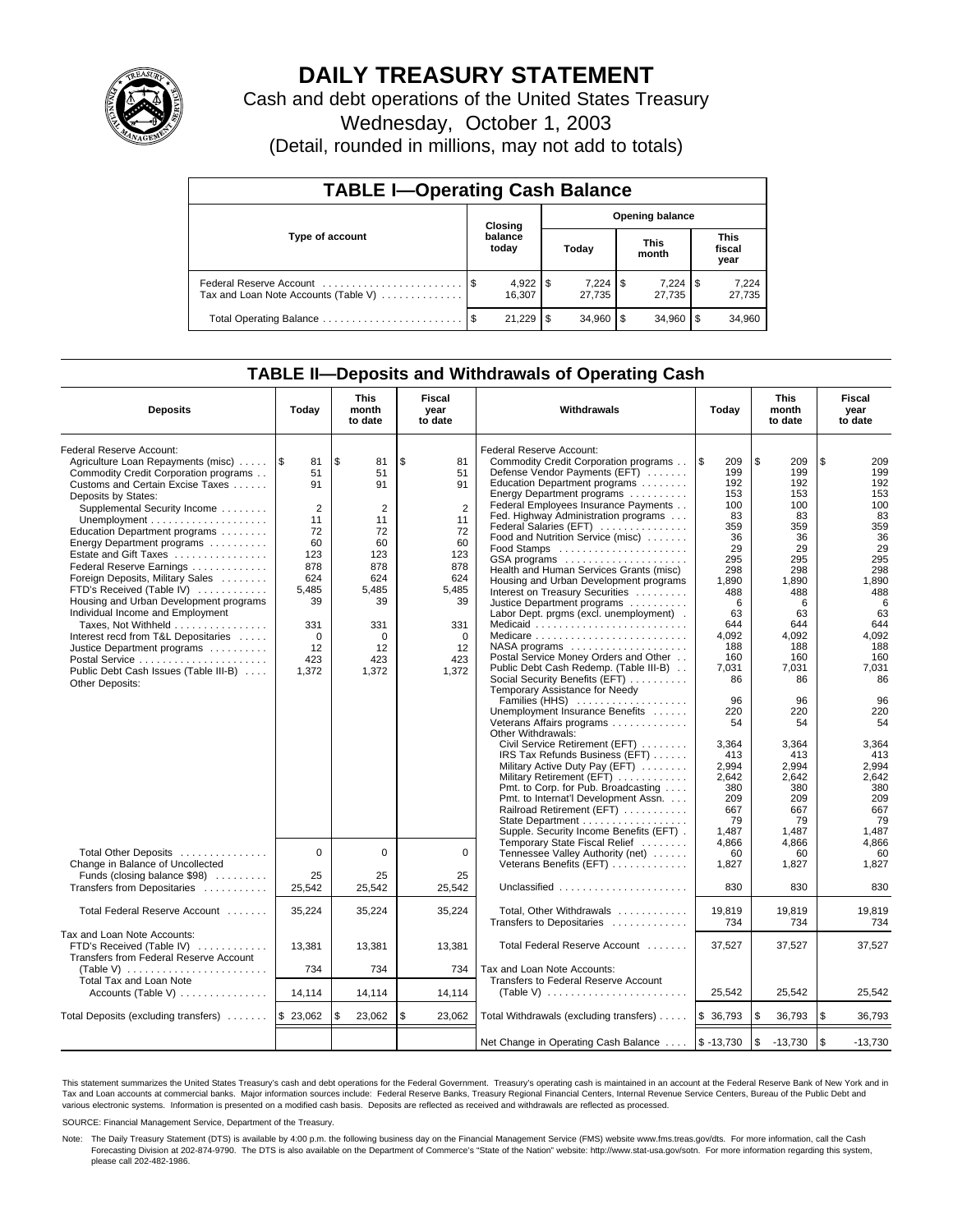# DAILY TREASURY STATEMENT

Cash and debt operations of the United States Treasury

Wednesday, October 1, 2003

(Detail, rounded in millions, may not add to totals)

## TABLE I—Operating Cash Balance

| Type of account | Closing balance today | Opening balance Today | Opening balance This month | Opening balance This fiscal year |
|---|---|---|---|---|
| Federal Reserve Account | $ 4,922 | $ 7,224 | $ 7,224 | $ 7,224 |
| Tax and Loan Note Accounts (Table V) | 16,307 | 27,735 | 27,735 | 27,735 |
| Total Operating Balance | $ 21,229 | $ 34,960 | $ 34,960 | $ 34,960 |

## TABLE II—Deposits and Withdrawals of Operating Cash

| Deposits | Today | This month to date | Fiscal year to date | Withdrawals | Today | This month to date | Fiscal year to date |
|---|---|---|---|---|---|---|---|
| Federal Reserve Account: | | | | Federal Reserve Account: | | | |
| Agriculture Loan Repayments (misc) | $ 81 | $ 81 | $ 81 | Commodity Credit Corporation programs | $ 209 | $ 209 | $ 209 |
| Commodity Credit Corporation programs | 51 | 51 | 51 | Defense Vendor Payments (EFT) | 199 | 199 | 199 |
| Customs and Certain Excise Taxes | 91 | 91 | 91 | Education Department programs | 192 | 192 | 192 |
| Deposits by States: | | | | Energy Department programs | 153 | 153 | 153 |
| Supplemental Security Income | 2 | 2 | 2 | Federal Employees Insurance Payments | 100 | 100 | 100 |
| Unemployment | 11 | 11 | 11 | Fed. Highway Administration programs | 83 | 83 | 83 |
| Education Department programs | 72 | 72 | 72 | Federal Salaries (EFT) | 359 | 359 | 359 |
| Energy Department programs | 60 | 60 | 60 | Food and Nutrition Service (misc) | 36 | 36 | 36 |
| Estate and Gift Taxes | 123 | 123 | 123 | Food Stamps | 29 | 29 | 29 |
| Federal Reserve Earnings | 878 | 878 | 878 | GSA programs | 295 | 295 | 295 |
| Foreign Deposits, Military Sales | 624 | 624 | 624 | Health and Human Services Grants (misc) | 298 | 298 | 298 |
| FTD's Received (Table IV) | 5,485 | 5,485 | 5,485 | Housing and Urban Development programs | 1,890 | 1,890 | 1,890 |
| Housing and Urban Development programs | 39 | 39 | 39 | Interest on Treasury Securities | 488 | 488 | 488 |
| Individual Income and Employment | | | | Justice Department programs | 6 | 6 | 6 |
| Taxes, Not Withheld | 331 | 331 | 331 | Labor Dept. prgms (excl. unemployment) | 63 | 63 | 63 |
| Interest recd from T&L Depositaries | 0 | 0 | 0 | Medicaid | 644 | 644 | 644 |
| Justice Department programs | 12 | 12 | 12 | Medicare | 4,092 | 4,092 | 4,092 |
| Postal Service | 423 | 423 | 423 | NASA programs | 188 | 188 | 188 |
| Public Debt Cash Issues (Table III-B) | 1,372 | 1,372 | 1,372 | Postal Service Money Orders and Other | 160 | 160 | 160 |
| Other Deposits: | | | | Public Debt Cash Redemp. (Table III-B) | 7,031 | 7,031 | 7,031 |
| | | | | Social Security Benefits (EFT) | 86 | 86 | 86 |
| | | | | Temporary Assistance for Needy Families (HHS) | 96 | 96 | 96 |
| | | | | Unemployment Insurance Benefits | 220 | 220 | 220 |
| | | | | Veterans Affairs programs | 54 | 54 | 54 |
| | | | | Other Withdrawals: | | | |
| | | | | Civil Service Retirement (EFT) | 3,364 | 3,364 | 3,364 |
| | | | | IRS Tax Refunds Business (EFT) | 413 | 413 | 413 |
| | | | | Military Active Duty Pay (EFT) | 2,994 | 2,994 | 2,994 |
| | | | | Military Retirement (EFT) | 2,642 | 2,642 | 2,642 |
| | | | | Pmt. to Corp. for Pub. Broadcasting | 380 | 380 | 380 |
| | | | | Pmt. to Internat'l Development Assn. | 209 | 209 | 209 |
| | | | | Railroad Retirement (EFT) | 667 | 667 | 667 |
| | | | | State Department | 79 | 79 | 79 |
| | | | | Supple. Security Income Benefits (EFT) | 1,487 | 1,487 | 1,487 |
| | | | | Temporary State Fiscal Relief | 4,866 | 4,866 | 4,866 |
| Total Other Deposits | 0 | 0 | 0 | Tennessee Valley Authority (net) | 60 | 60 | 60 |
| Change in Balance of Uncollected | | | | Veterans Benefits (EFT) | 1,827 | 1,827 | 1,827 |
| Funds (closing balance $98) | 25 | 25 | 25 | | | | |
| Transfers from Depositaries | 25,542 | 25,542 | 25,542 | Unclassified | 830 | 830 | 830 |
| Total Federal Reserve Account | 35,224 | 35,224 | 35,224 | Total, Other Withdrawals | 19,819 | 19,819 | 19,819 |
| | | | | Transfers to Depositaries | 734 | 734 | 734 |
| Tax and Loan Note Accounts: | | | | | | | |
| FTD's Received (Table IV) | 13,381 | 13,381 | 13,381 | Total Federal Reserve Account | 37,527 | 37,527 | 37,527 |
| Transfers from Federal Reserve Account (Table V) | 734 | 734 | 734 | Tax and Loan Note Accounts: | | | |
| Total Tax and Loan Note Accounts (Table V) | 14,114 | 14,114 | 14,114 | Transfers to Federal Reserve Account (Table V) | 25,542 | 25,542 | 25,542 |
| Total Deposits (excluding transfers) | $ 23,062 | $ 23,062 | $ 23,062 | Total Withdrawals (excluding transfers) | $ 36,793 | $ 36,793 | $ 36,793 |
| | | | | Net Change in Operating Cash Balance | $ -13,730 | $ -13,730 | $ -13,730 |

This statement summarizes the United States Treasury's cash and debt operations for the Federal Government. Treasury's operating cash is maintained in an account at the Federal Reserve Bank of New York and in Tax and Loan accounts at commercial banks. Major information sources include: Federal Reserve Banks, Treasury Regional Financial Centers, Internal Revenue Service Centers, Bureau of the Public Debt and various electronic systems. Information is presented on a modified cash basis. Deposits are reflected as received and withdrawals are reflected as processed.

SOURCE: Financial Management Service, Department of the Treasury.

Note: The Daily Treasury Statement (DTS) is available by 4:00 p.m. the following business day on the Financial Management Service (FMS) website www.fms.treas.gov/dts. For more information, call the Cash Forecasting Division at 202-874-9790. The DTS is also available on the Department of Commerce's "State of the Nation" website: http://www.stat-usa.gov/sotn. For more information regarding this system, please call 202-482-1986.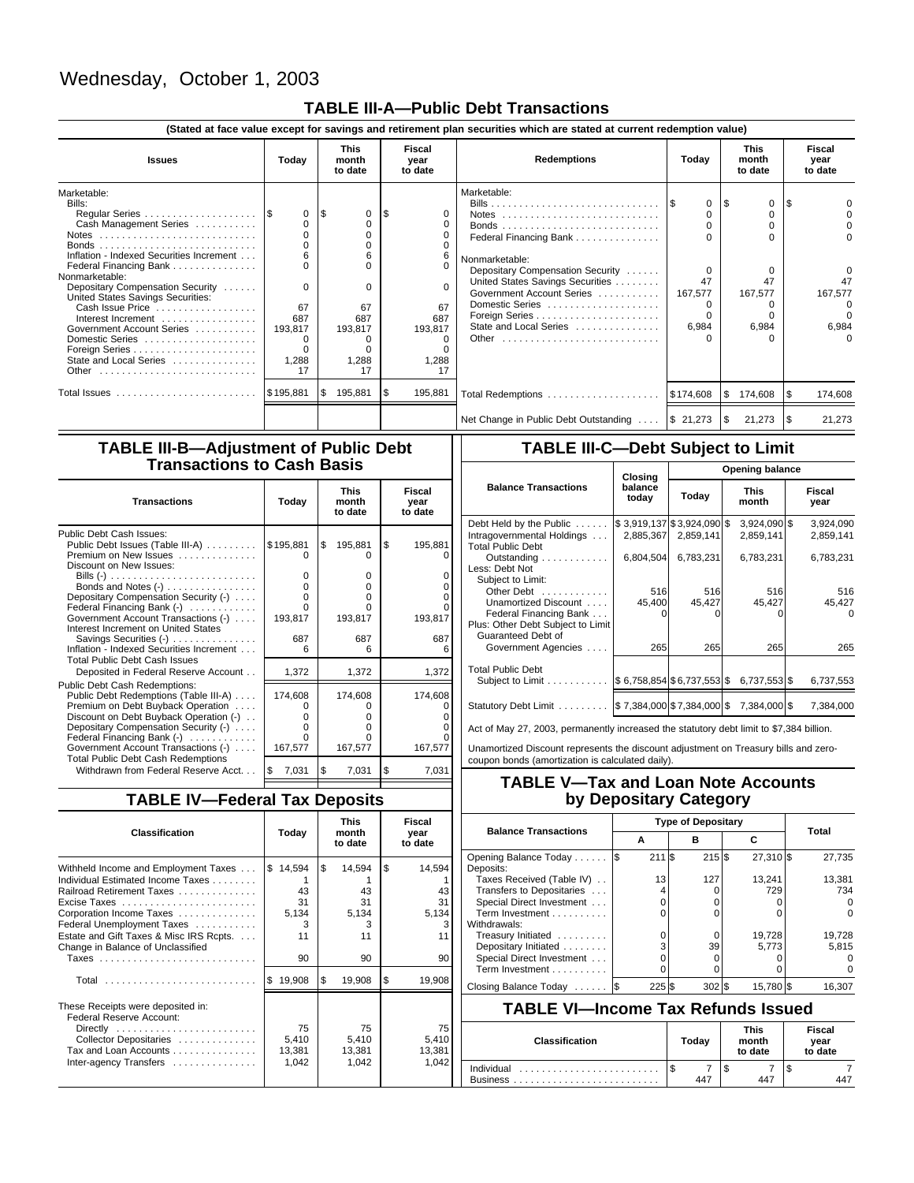Wednesday, October 1, 2003

## TABLE III-A—Public Debt Transactions

(Stated at face value except for savings and retirement plan securities which are stated at current redemption value)

| Issues | Today | This month to date | Fiscal year to date |
|---|---|---|---|
| Marketable: | | | |
| Bills: | | | |
| Regular Series | $ 0 | $ 0 | $ 0 |
| Cash Management Series | 0 | 0 | 0 |
| Notes | 0 | 0 | 0 |
| Bonds | 0 | 0 | 0 |
| Inflation - Indexed Securities Increment | 6 | 6 | 6 |
| Federal Financing Bank | 0 | 0 | 0 |
| Nonmarketable: | | | |
| Depositary Compensation Security | 0 | 0 | 0 |
| United States Savings Securities: | | | |
| Cash Issue Price | 67 | 67 | 67 |
| Interest Increment | 687 | 687 | 687 |
| Government Account Series | 193,817 | 193,817 | 193,817 |
| Domestic Series | 0 | 0 | 0 |
| Foreign Series | 0 | 0 | 0 |
| State and Local Series | 1,288 | 1,288 | 1,288 |
| Other | 17 | 17 | 17 |
| Total Issues | $195,881 | $ 195,881 | $ 195,881 |

| Redemptions | Today | This month to date | Fiscal year to date |
|---|---|---|---|
| Marketable: | | | |
| Bills | $ 0 | $ 0 | $ 0 |
| Notes | 0 | 0 | 0 |
| Bonds | 0 | 0 | 0 |
| Federal Financing Bank | 0 | 0 | 0 |
| Nonmarketable: | | | |
| Depositary Compensation Security | 0 | 0 | 0 |
| United States Savings Securities | 47 | 47 | 47 |
| Government Account Series | 167,577 | 167,577 | 167,577 |
| Domestic Series | 0 | 0 | 0 |
| Foreign Series | 0 | 0 | 0 |
| State and Local Series | 6,984 | 6,984 | 6,984 |
| Other | 0 | 0 | 0 |
| Total Redemptions | $174,608 | $ 174,608 | $ 174,608 |
| Net Change in Public Debt Outstanding | $ 21,273 | $ 21,273 | $ 21,273 |

## TABLE III-B—Adjustment of Public Debt Transactions to Cash Basis

| Transactions | Today | This month to date | Fiscal year to date |
|---|---|---|---|
| Public Debt Cash Issues: | | | |
| Public Debt Issues (Table III-A) | $195,881 | $ 195,881 | $ 195,881 |
| Premium on New Issues | 0 | 0 | 0 |
| Discount on New Issues: | | | |
| Bills (-) | 0 | 0 | 0 |
| Bonds and Notes (-) | 0 | 0 | 0 |
| Depositary Compensation Security (-) | 0 | 0 | 0 |
| Federal Financing Bank (-) | 0 | 0 | 0 |
| Government Account Transactions (-) | 193,817 | 193,817 | 193,817 |
| Interest Increment on United States Savings Securities (-) | 687 | 687 | 687 |
| Inflation - Indexed Securities Increment | 6 | 6 | 6 |
| Total Public Debt Cash Issues Deposited in Federal Reserve Account | 1,372 | 1,372 | 1,372 |
| Public Debt Cash Redemptions: | | | |
| Public Debt Redemptions (Table III-A) | 174,608 | 174,608 | 174,608 |
| Premium on Debt Buyback Operation | 0 | 0 | 0 |
| Discount on Debt Buyback Operation (-) | 0 | 0 | 0 |
| Depositary Compensation Security (-) | 0 | 0 | 0 |
| Federal Financing Bank (-) | 0 | 0 | 0 |
| Government Account Transactions (-) | 167,577 | 167,577 | 167,577 |
| Total Public Debt Cash Redemptions Withdrawn from Federal Reserve Acct. | $ 7,031 | $ 7,031 | $ 7,031 |

## TABLE III-C—Debt Subject to Limit

| Balance Transactions | Closing balance today | Opening balance Today | Opening balance This month | Opening balance Fiscal year |
|---|---|---|---|---|
| Debt Held by the Public | $ 3,919,137 | $ 3,924,090 | $ 3,924,090 | $ 3,924,090 |
| Intragovernmental Holdings | 2,885,367 | 2,859,141 | 2,859,141 | 2,859,141 |
| Total Public Debt Outstanding | 6,804,504 | 6,783,231 | 6,783,231 | 6,783,231 |
| Less: Debt Not Subject to Limit: | | | | |
| Other Debt | 516 | 516 | 516 | 516 |
| Unamortized Discount | 45,400 | 45,427 | 45,427 | 45,427 |
| Federal Financing Bank | 0 | 0 | 0 | 0 |
| Plus: Other Debt Subject to Limit Guaranteed Debt of Government Agencies | 265 | 265 | 265 | 265 |
| Total Public Debt Subject to Limit | $ 6,758,854 | $ 6,737,553 | $ 6,737,553 | $ 6,737,553 |
| Statutory Debt Limit | $ 7,384,000 | $ 7,384,000 | $ 7,384,000 | $ 7,384,000 |

Act of May 27, 2003, permanently increased the statutory debt limit to $7,384 billion.

Unamortized Discount represents the discount adjustment on Treasury bills and zero-coupon bonds (amortization is calculated daily).

## TABLE IV—Federal Tax Deposits

| Classification | Today | This month to date | Fiscal year to date |
|---|---|---|---|
| Withheld Income and Employment Taxes | $ 14,594 | $ 14,594 | $ 14,594 |
| Individual Estimated Income Taxes | 1 | 1 | 1 |
| Railroad Retirement Taxes | 43 | 43 | 43 |
| Excise Taxes | 31 | 31 | 31 |
| Corporation Income Taxes | 5,134 | 5,134 | 5,134 |
| Federal Unemployment Taxes | 3 | 3 | 3 |
| Estate and Gift Taxes & Misc IRS Rcpts. | 11 | 11 | 11 |
| Change in Balance of Unclassified Taxes | 90 | 90 | 90 |
| Total | $ 19,908 | $ 19,908 | $ 19,908 |
| These Receipts were deposited in: | | | |
| Federal Reserve Account: | | | |
| Directly | 75 | 75 | 75 |
| Collector Depositaries | 5,410 | 5,410 | 5,410 |
| Tax and Loan Accounts | 13,381 | 13,381 | 13,381 |
| Inter-agency Transfers | 1,042 | 1,042 | 1,042 |

## TABLE V—Tax and Loan Note Accounts by Depositary Category

| Balance Transactions | Type of Depositary A | B | C | Total |
|---|---|---|---|---|
| Opening Balance Today | $ 211 | $ 215 | $ 27,310 | $ 27,735 |
| Deposits: | | | | |
| Taxes Received (Table IV) | 13 | 127 | 13,241 | 13,381 |
| Transfers to Depositaries | 4 | 0 | 729 | 734 |
| Special Direct Investment | 0 | 0 | 0 | 0 |
| Term Investment | 0 | 0 | 0 | 0 |
| Withdrawals: | | | | |
| Treasury Initiated | 0 | 0 | 19,728 | 19,728 |
| Depositary Initiated | 3 | 39 | 5,773 | 5,815 |
| Special Direct Investment | 0 | 0 | 0 | 0 |
| Term Investment | 0 | 0 | 0 | 0 |
| Closing Balance Today | $ 225 | $ 302 | $ 15,780 | $ 16,307 |

## TABLE VI—Income Tax Refunds Issued

| Classification | Today | This month to date | Fiscal year to date |
|---|---|---|---|
| Individual | $ 7 | $ 7 | $ 7 |
| Business | 447 | 447 | 447 |